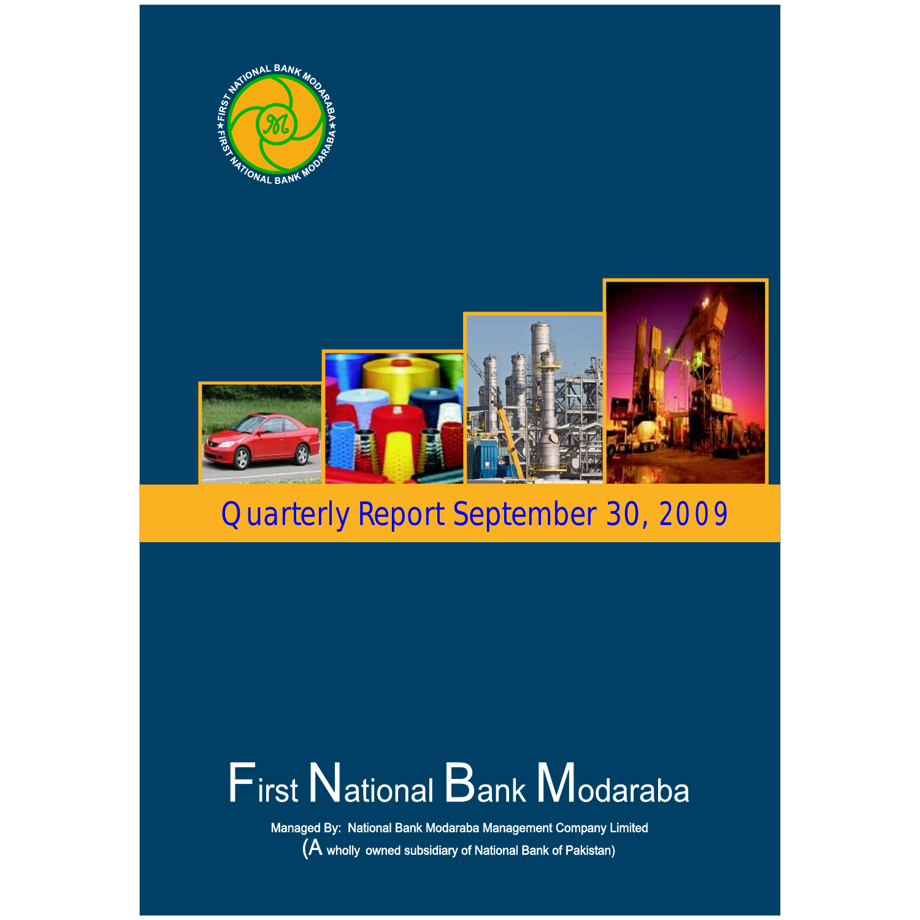# Quarterly Report September 30, 2009

# First National Bank Modaraba

**Managed By: National Bank Modaraba Management Company Limited**

**(A wholly owned subsidiary of National Bank of Pakistan)**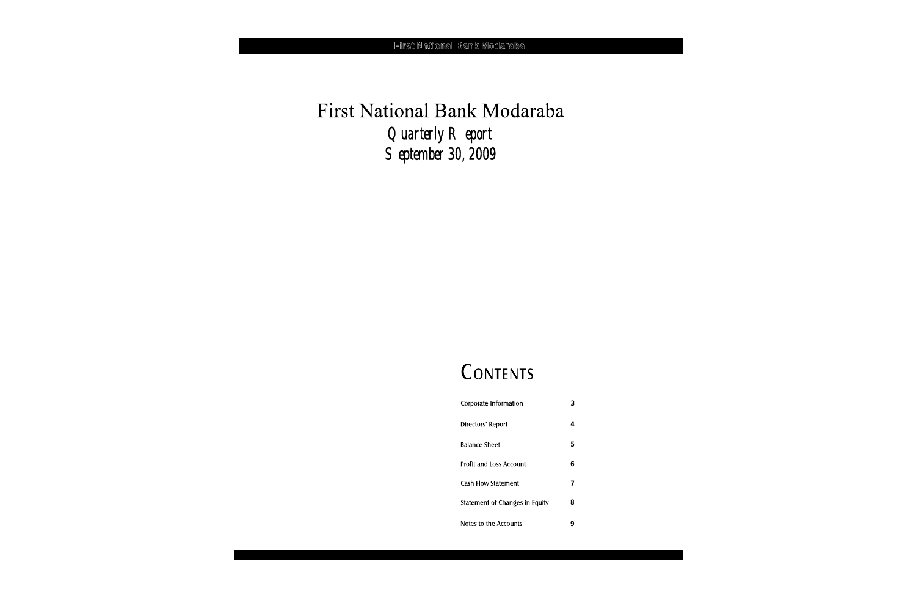# First National Bank Modaraba

## Quarterly Report

## September 30, 2009

## CONTENTS

| | |
|---|---|
| Corporate Information | 3 |
| Directors' Report | 4 |
| Balance Sheet | 5 |
| Profit and Loss Account | 6 |
| Cash Flow Statement | 7 |
| Statement of Changes in Equity | 8 |
| Notes to the Accounts | 9 |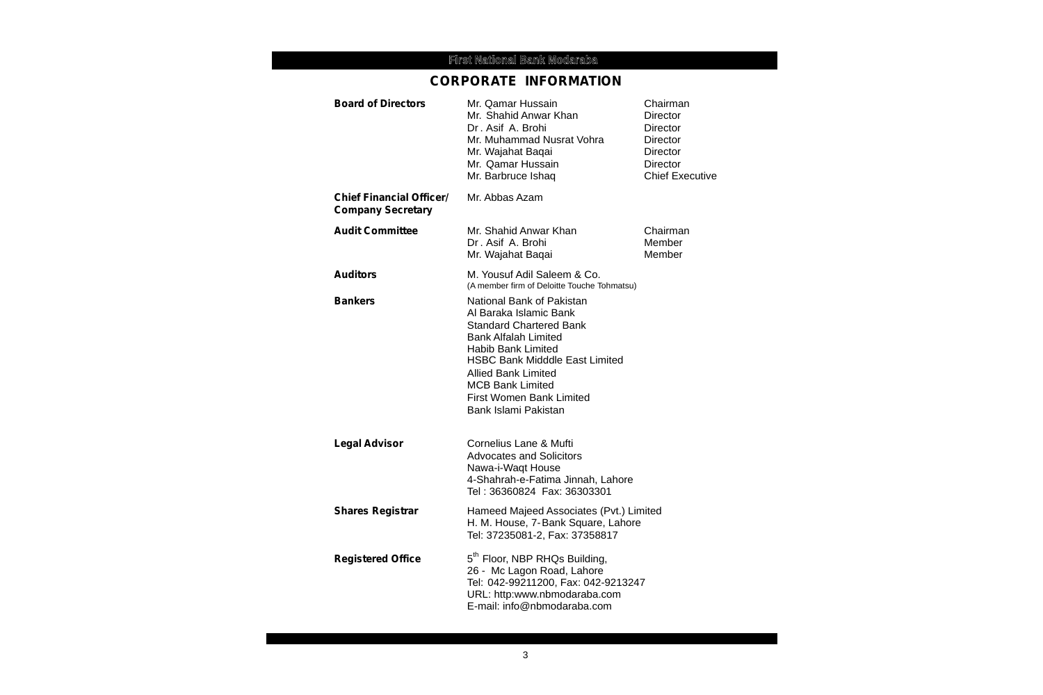# CORPORATE INFORMATION

| | | |
|---|---|---|
| **Board of Directors** | Mr. Qamar Hussain | Chairman |
| | Mr. Shahid Anwar Khan | Director |
| | Dr . Asif A. Brohi | Director |
| | Mr. Muhammad Nusrat Vohra | Director |
| | Mr. Wajahat Baqai | Director |
| | Mr. Qamar Hussain | Director |
| | Mr. Barbruce Ishaq | Chief Executive |
| **Chief Financial Officer/ Company Secretary** | Mr. Abbas Azam | |
| **Audit Committee** | Mr. Shahid Anwar Khan | Chairman |
| | Dr . Asif A. Brohi | Member |
| | Mr. Wajahat Baqai | Member |
| **Auditors** | M. Yousuf Adil Saleem & Co. (A member firm of Deloitte Touche Tohmatsu) | |
| **Bankers** | National Bank of Pakistan | |
| | Al Baraka Islamic Bank | |
| | Standard Chartered Bank | |
| | Bank Alfalah Limited | |
| | Habib Bank Limited | |
| | HSBC Bank Midddle East Limited | |
| | Allied Bank Limited | |
| | MCB Bank Limited | |
| | First Women Bank Limited | |
| | Bank Islami Pakistan | |
| **Legal Advisor** | Cornelius Lane & Mufti<br>Advocates and Solicitors<br>Nawa-i-Waqt House<br>4-Shahrah-e-Fatima Jinnah, Lahore<br>Tel : 36360824 Fax: 36303301 | |
| **Shares Registrar** | Hameed Majeed Associates (Pvt.) Limited<br>H. M. House, 7-Bank Square, Lahore<br>Tel: 37235081-2, Fax: 37358817 | |
| **Registered Office** | 5th Floor, NBP RHQs Building,<br>26 - Mc Lagon Road, Lahore<br>Tel: 042-99211200, Fax: 042-9213247<br>URL: http:www.nbmodaraba.com<br>E-mail: info@nbmodaraba.com | |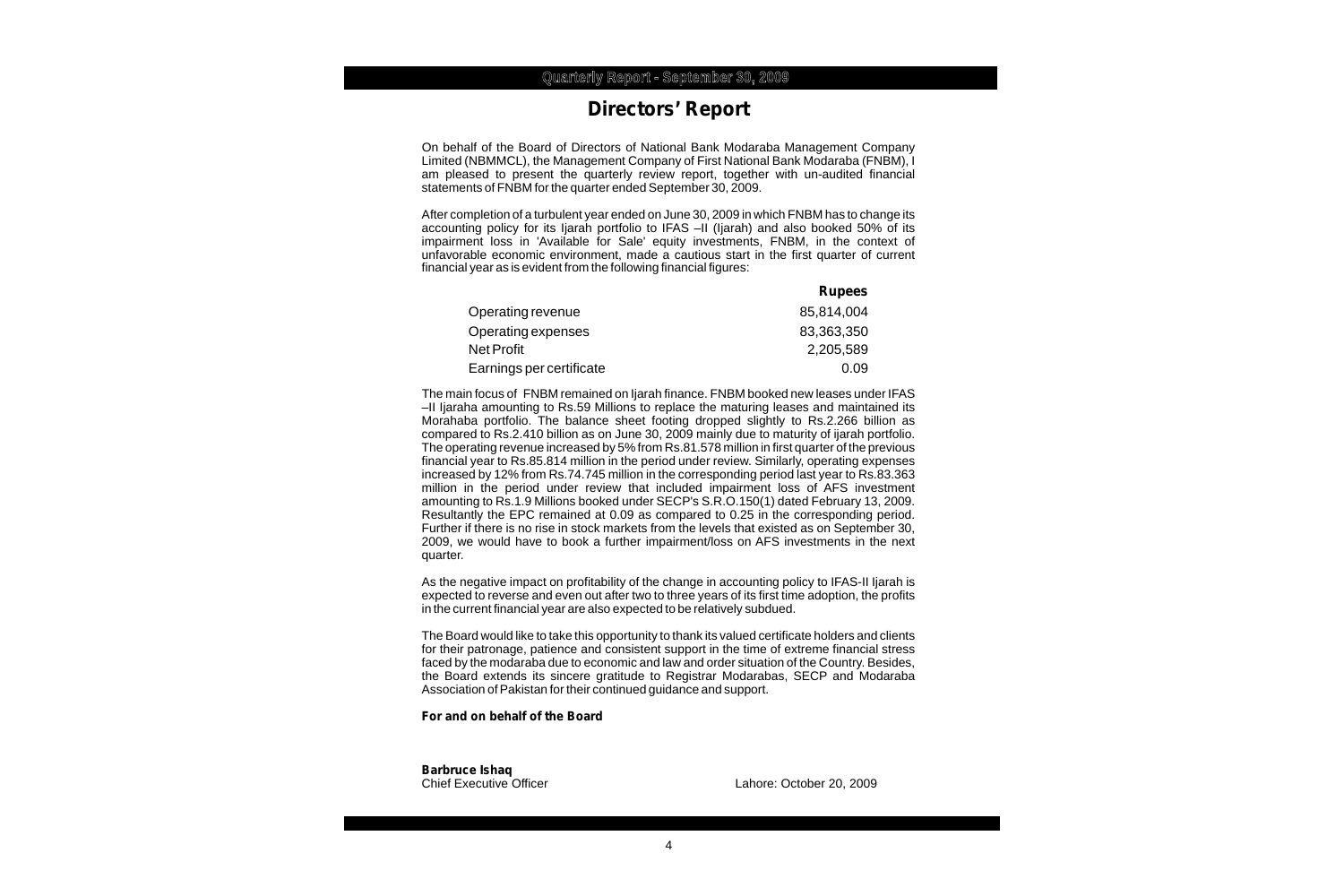# Directors' Report

On behalf of the Board of Directors of National Bank Modaraba Management Company Limited (NBMMCL), the Management Company of First National Bank Modaraba (FNBM), I am pleased to present the quarterly review report, together with un-audited financial statements of FNBM for the quarter ended September 30, 2009.

After completion of a turbulent year ended on June 30, 2009 in which FNBM has to change its accounting policy for its Ijarah portfolio to IFAS –II (Ijarah) and also booked 50% of its impairment loss in 'Available for Sale' equity investments, FNBM, in the context of unfavorable economic environment, made a cautious start in the first quarter of current financial year as is evident from the following financial figures:

| | **Rupees** |
|---|---|
| Operating revenue | 85,814,004 |
| Operating expenses | 83,363,350 |
| Net Profit | 2,205,589 |
| Earnings per certificate | 0.09 |

The main focus of FNBM remained on Ijarah finance. FNBM booked new leases under IFAS –II Ijaraha amounting to Rs.59 Millions to replace the maturing leases and maintained its Morahaba portfolio. The balance sheet footing dropped slightly to Rs.2.266 billion as compared to Rs.2.410 billion as on June 30, 2009 mainly due to maturity of ijarah portfolio. The operating revenue increased by 5% from Rs.81.578 million in first quarter of the previous financial year to Rs.85.814 million in the period under review. Similarly, operating expenses increased by 12% from Rs.74.745 million in the corresponding period last year to Rs.83.363 million in the period under review that included impairment loss of AFS investment amounting to Rs.1.9 Millions booked under SECP's S.R.O.150(1) dated February 13, 2009. Resultantly the EPC remained at 0.09 as compared to 0.25 in the corresponding period. Further if there is no rise in stock markets from the levels that existed as on September 30, 2009, we would have to book a further impairment/loss on AFS investments in the next quarter.

As the negative impact on profitability of the change in accounting policy to IFAS-II Ijarah is expected to reverse and even out after two to three years of its first time adoption, the profits in the current financial year are also expected to be relatively subdued.

The Board would like to take this opportunity to thank its valued certificate holders and clients for their patronage, patience and consistent support in the time of extreme financial stress faced by the modaraba due to economic and law and order situation of the Country. Besides, the Board extends its sincere gratitude to Registrar Modarabas, SECP and Modaraba Association of Pakistan for their continued guidance and support.

**For and on behalf of the Board**

**Barbruce Ishaq**
Chief Executive Officer

Lahore: October 20, 2009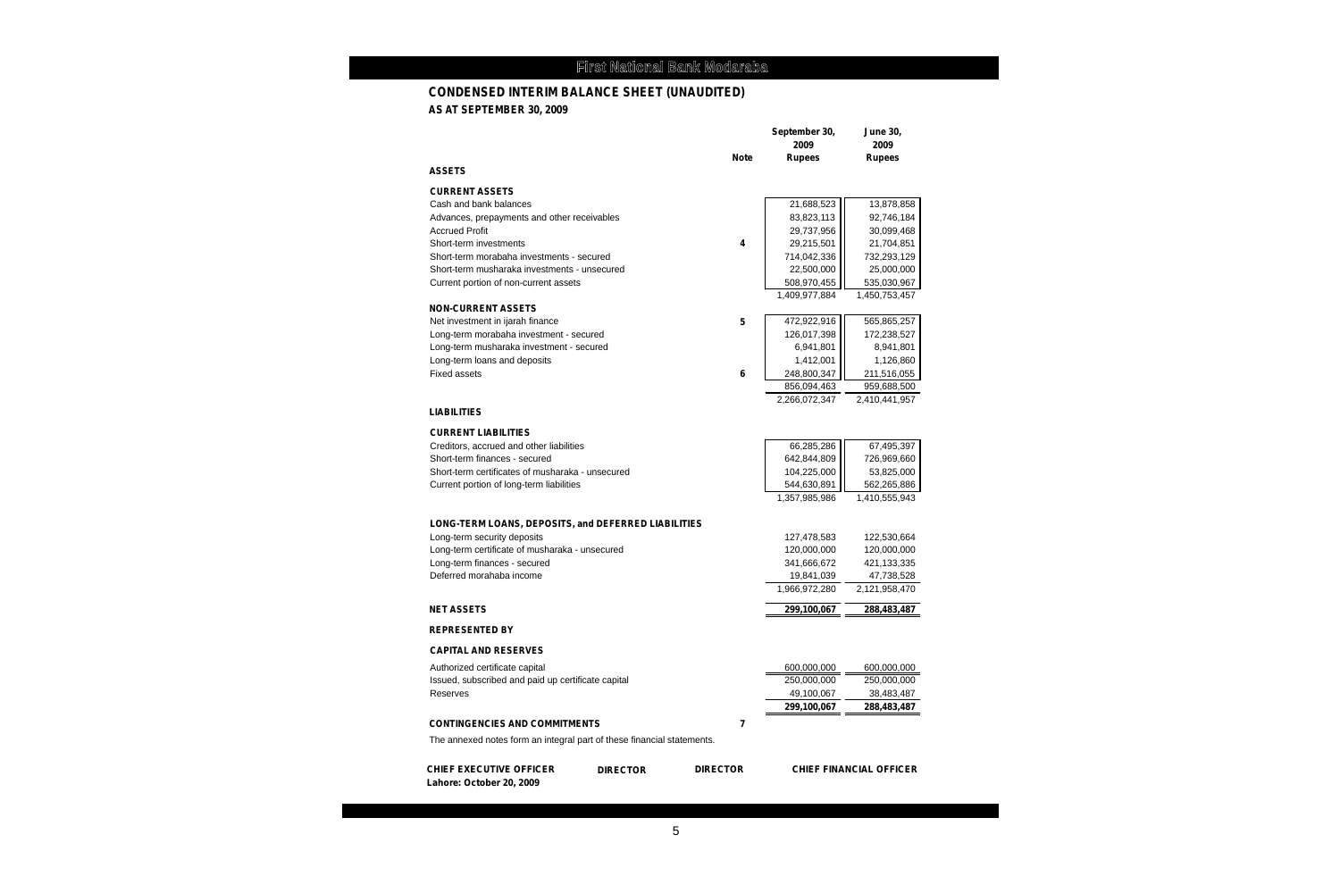## First National Bank Modaraba

## CONDENSED INTERIM BALANCE SHEET (UNAUDITED)

### AS AT SEPTEMBER 30, 2009

| | Note | September 30, 2009 Rupees | June 30, 2009 Rupees |
|---|---|---|---|
| **ASSETS** | | | |
| **CURRENT ASSETS** | | | |
| Cash and bank balances | | 21,688,523 | 13,878,858 |
| Advances, prepayments and other receivables | | 83,823,113 | 92,746,184 |
| Accrued Profit | | 29,737,956 | 30,099,468 |
| Short-term investments | 4 | 29,215,501 | 21,704,851 |
| Short-term morabaha investments - secured | | 714,042,336 | 732,293,129 |
| Short-term musharaka investments - unsecured | | 22,500,000 | 25,000,000 |
| Current portion of non-current assets | | 508,970,455 | 535,030,967 |
| | | 1,409,977,884 | 1,450,753,457 |
| **NON-CURRENT ASSETS** | | | |
| Net investment in ijarah finance | 5 | 472,922,916 | 565,865,257 |
| Long-term morabaha investment - secured | | 126,017,398 | 172,238,527 |
| Long-term musharaka investment - secured | | 6,941,801 | 8,941,801 |
| Long-term loans and deposits | | 1,412,001 | 1,126,860 |
| Fixed assets | 6 | 248,800,347 | 211,516,055 |
| | | 856,094,463 | 959,688,500 |
| | | 2,266,072,347 | 2,410,441,957 |
| **LIABILITIES** | | | |
| **CURRENT LIABILITIES** | | | |
| Creditors, accrued and other liabilities | | 66,285,286 | 67,495,397 |
| Short-term finances - secured | | 642,844,809 | 726,969,660 |
| Short-term certificates of musharaka - unsecured | | 104,225,000 | 53,825,000 |
| Current portion of long-term liabilities | | 544,630,891 | 562,265,886 |
| | | 1,357,985,986 | 1,410,555,943 |
| **LONG-TERM LOANS, DEPOSITS, and DEFERRED LIABILITIES** | | | |
| Long-term security deposits | | 127,478,583 | 122,530,664 |
| Long-term certificate of musharaka - unsecured | | 120,000,000 | 120,000,000 |
| Long-term finances - secured | | 341,666,672 | 421,133,335 |
| Deferred morahaba income | | 19,841,039 | 47,738,528 |
| | | 1,966,972,280 | 2,121,958,470 |
| **NET ASSETS** | | **299,100,067** | **288,483,487** |
| **REPRESENTED BY** | | | |
| **CAPITAL AND RESERVES** | | | |
| Authorized certificate capital | | 600,000,000 | 600,000,000 |
| Issued, subscribed and paid up certificate capital | | 250,000,000 | 250,000,000 |
| Reserves | | 49,100,067 | 38,483,487 |
| | | **299,100,067** | **288,483,487** |
| **CONTINGENCIES AND COMMITMENTS** | 7 | | |

The annexed notes form an integral part of these financial statements.

**CHIEF EXECUTIVE OFFICER** &nbsp;&nbsp; **DIRECTOR** &nbsp;&nbsp; **DIRECTOR** &nbsp;&nbsp; **CHIEF FINANCIAL OFFICER**

**Lahore: October 20, 2009**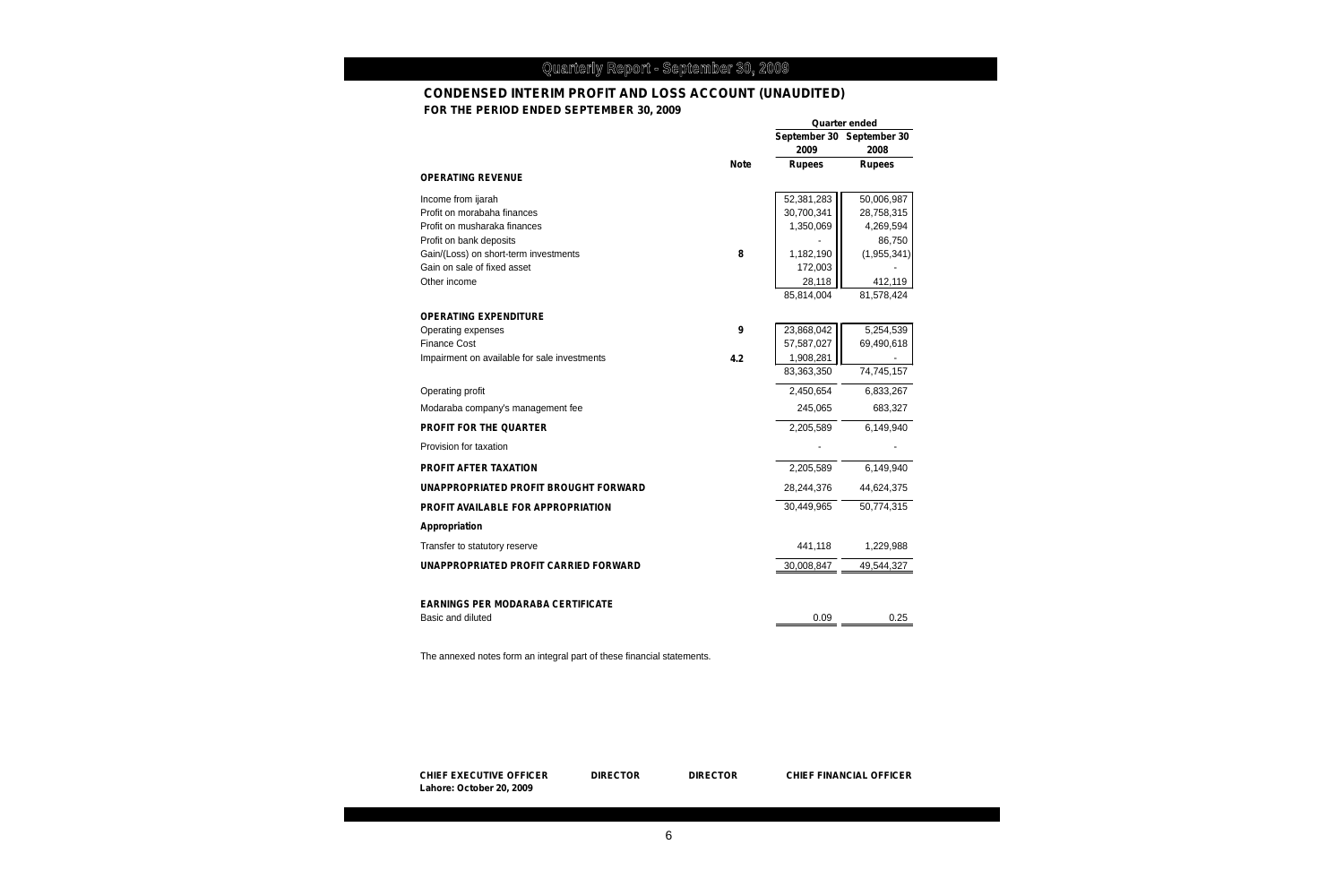## CONDENSED INTERIM PROFIT AND LOSS ACCOUNT (UNAUDITED)

**FOR THE PERIOD ENDED SEPTEMBER 30, 2009**

| | Note | Quarter ended September 30 2009 Rupees | Quarter ended September 30 2008 Rupees |
|---|---|---|---|
| **OPERATING REVENUE** | | | |
| Income from ijarah | | 52,381,283 | 50,006,987 |
| Profit on morabaha finances | | 30,700,341 | 28,758,315 |
| Profit on musharaka finances | | 1,350,069 | 4,269,594 |
| Profit on bank deposits | | - | 86,750 |
| Gain/(Loss) on short-term investments | 8 | 1,182,190 | (1,955,341) |
| Gain on sale of fixed asset | | 172,003 | - |
| Other income | | 28,118 | 412,119 |
| | | 85,814,004 | 81,578,424 |
| **OPERATING EXPENDITURE** | | | |
| Operating expenses | 9 | 23,868,042 | 5,254,539 |
| Finance Cost | | 57,587,027 | 69,490,618 |
| Impairment on available for sale investments | 4.2 | 1,908,281 | - |
| | | 83,363,350 | 74,745,157 |
| Operating profit | | 2,450,654 | 6,833,267 |
| Modaraba company's management fee | | 245,065 | 683,327 |
| **PROFIT FOR THE QUARTER** | | 2,205,589 | 6,149,940 |
| Provision for taxation | | - | - |
| **PROFIT AFTER TAXATION** | | 2,205,589 | 6,149,940 |
| **UNAPPROPRIATED PROFIT BROUGHT FORWARD** | | 28,244,376 | 44,624,375 |
| **PROFIT AVAILABLE FOR APPROPRIATION** | | 30,449,965 | 50,774,315 |
| **Appropriation** | | | |
| Transfer to statutory reserve | | 441,118 | 1,229,988 |
| **UNAPPROPRIATED PROFIT CARRIED FORWARD** | | 30,008,847 | 49,544,327 |
| **EARNINGS PER MODARABA CERTIFICATE** | | | |
| Basic and diluted | | 0.09 | 0.25 |

The annexed notes form an integral part of these financial statements.

**CHIEF EXECUTIVE OFFICER** **DIRECTOR** **DIRECTOR** **CHIEF FINANCIAL OFFICER**

**Lahore: October 20, 2009**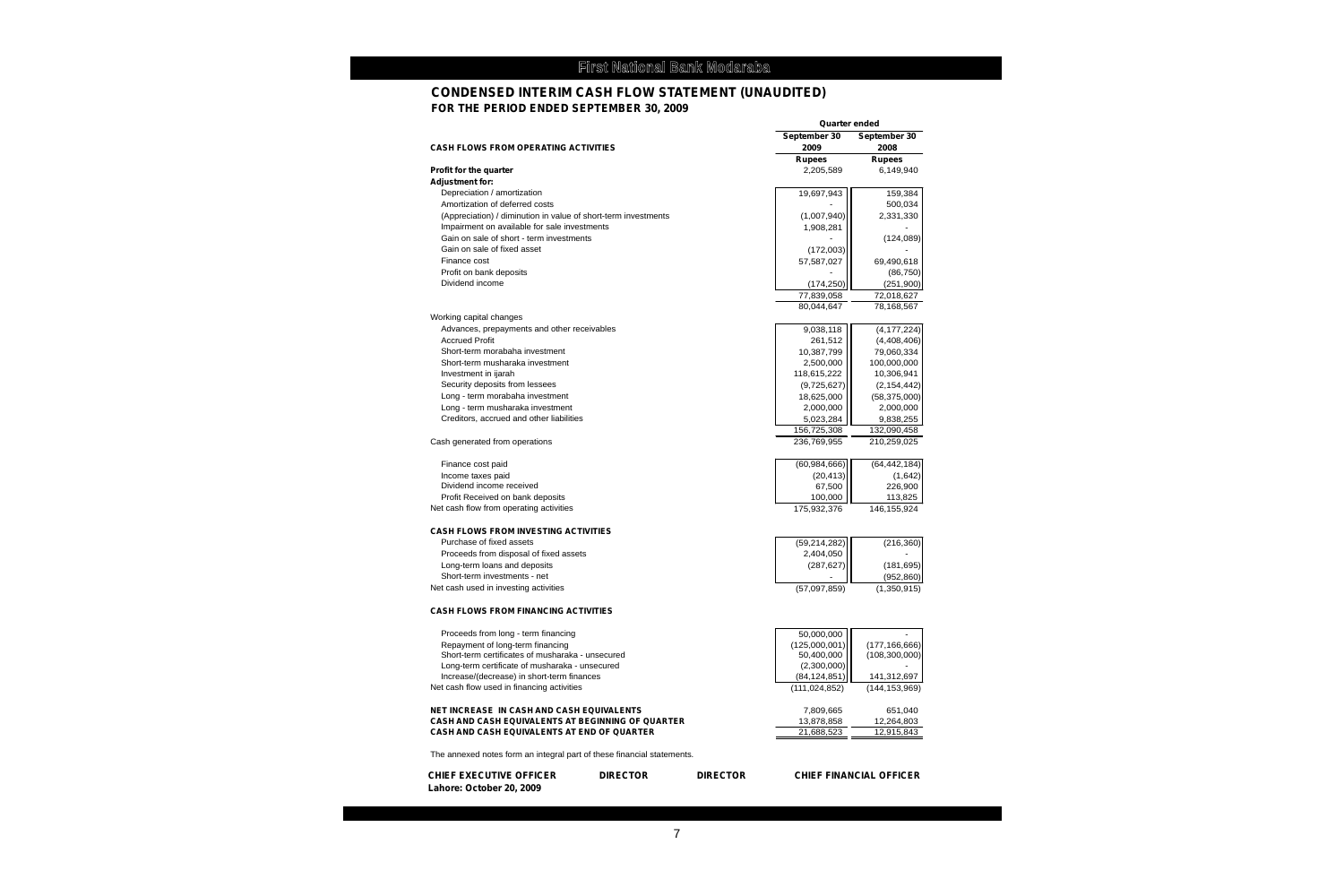# First National Bank Modaraba

## CONDENSED INTERIM CASH FLOW STATEMENT (UNAUDITED)
### FOR THE PERIOD ENDED SEPTEMBER 30, 2009

| | Quarter ended | |
|---|---|---|
| | September 30 2009 | September 30 2008 |
| **CASH FLOWS FROM OPERATING ACTIVITIES** | **Rupees** | **Rupees** |
| **Profit for the quarter** | 2,205,589 | 6,149,940 |
| **Adjustment for:** | | |
| Depreciation / amortization | 19,697,943 | 159,384 |
| Amortization of deferred costs | - | 500,034 |
| (Appreciation) / diminution in value of short-term investments | (1,007,940) | 2,331,330 |
| Impairment on available for sale investments | 1,908,281 | - |
| Gain on sale of short - term investments | - | (124,089) |
| Gain on sale of fixed asset | (172,003) | - |
| Finance cost | 57,587,027 | 69,490,618 |
| Profit on bank deposits | - | (86,750) |
| Dividend income | (174,250) | (251,900) |
| | 77,839,058 | 72,018,627 |
| | 80,044,647 | 78,168,567 |
| Working capital changes | | |
| Advances, prepayments and other receivables | 9,038,118 | (4,177,224) |
| Accrued Profit | 261,512 | (4,408,406) |
| Short-term morabaha investment | 10,387,799 | 79,060,334 |
| Short-term musharaka investment | 2,500,000 | 100,000,000 |
| Investment in ijarah | 118,615,222 | 10,306,941 |
| Security deposits from lessees | (9,725,627) | (2,154,442) |
| Long - term morabaha investment | 18,625,000 | (58,375,000) |
| Long - term musharaka investment | 2,000,000 | 2,000,000 |
| Creditors, accrued and other liabilities | 5,023,284 | 9,838,255 |
| | 156,725,308 | 132,090,458 |
| Cash generated from operations | 236,769,955 | 210,259,025 |
| | | |
| Finance cost paid | (60,984,666) | (64,442,184) |
| Income taxes paid | (20,413) | (1,642) |
| Dividend income received | 67,500 | 226,900 |
| Profit Received on bank deposits | 100,000 | 113,825 |
| Net cash flow from operating activities | 175,932,376 | 146,155,924 |
| | | |
| **CASH FLOWS FROM INVESTING ACTIVITIES** | | |
| Purchase of fixed assets | (59,214,282) | (216,360) |
| Proceeds from disposal of fixed assets | 2,404,050 | - |
| Long-term loans and deposits | (287,627) | (181,695) |
| Short-term investments - net | - | (952,860) |
| Net cash used in investing activities | (57,097,859) | (1,350,915) |
| | | |
| **CASH FLOWS FROM FINANCING ACTIVITIES** | | |
| Proceeds from long - term financing | 50,000,000 | - |
| Repayment of long-term financing | (125,000,001) | (177,166,666) |
| Short-term certificates of musharaka - unsecured | 50,400,000 | (108,300,000) |
| Long-term certificate of musharaka - unsecured | (2,300,000) | - |
| Increase/(decrease) in short-term finances | (84,124,851) | 141,312,697 |
| Net cash flow used in financing activities | (111,024,852) | (144,153,969) |
| | | |
| **NET INCREASE IN CASH AND CASH EQUIVALENTS** | 7,809,665 | 651,040 |
| **CASH AND CASH EQUIVALENTS AT BEGINNING OF QUARTER** | 13,878,858 | 12,264,803 |
| **CASH AND CASH EQUIVALENTS AT END OF QUARTER** | 21,688,523 | 12,915,843 |

The annexed notes form an integral part of these financial statements.

**CHIEF EXECUTIVE OFFICER** **DIRECTOR** **DIRECTOR** **CHIEF FINANCIAL OFFICER**

**Lahore: October 20, 2009**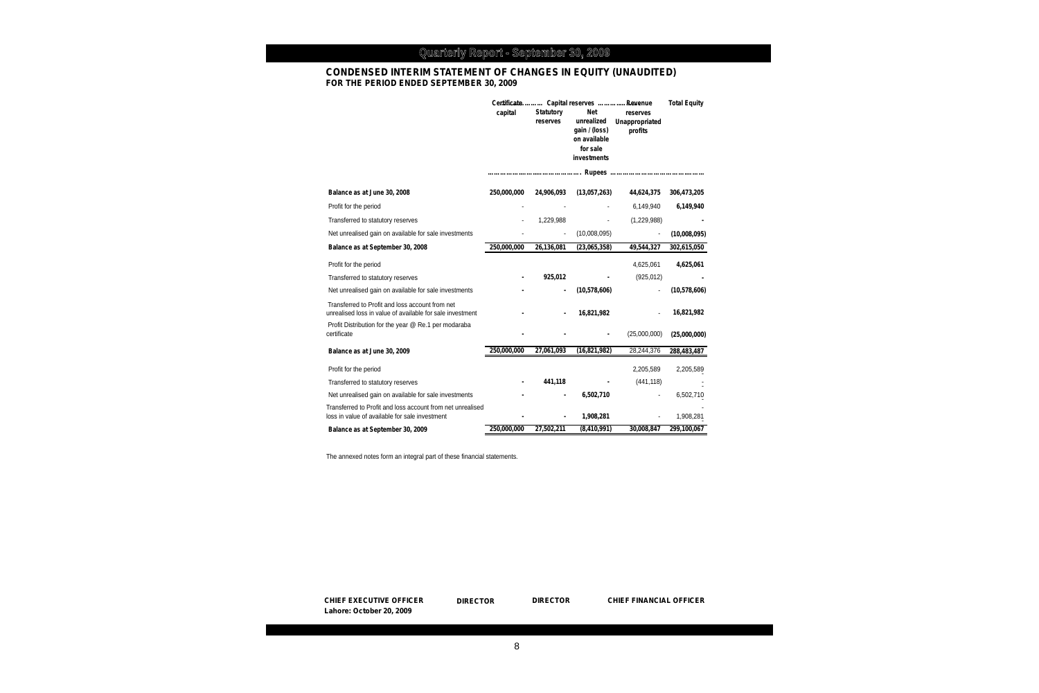## CONDENSED INTERIM STATEMENT OF CHANGES IN EQUITY (UNAUDITED)
### FOR THE PERIOD ENDED SEPTEMBER 30, 2009

| | Certificate capital | Capital reserves | | Revenue reserves | Total Equity |
|---|---|---|---|---|---|
| | | Statutory reserves | Net unrealized gain / (loss) on available for sale investments | Unappropriated profits | |
| | ……………………………………… Rupees ……………………………………… | | | | |
| **Balance as at June 30, 2008** | **250,000,000** | **24,906,093** | **(13,057,263)** | **44,624,375** | **306,473,205** |
| Profit for the period | - | - | - | 6,149,940 | **6,149,940** |
| Transferred to statutory reserves | - | 1,229,988 | - | (1,229,988) | **-** |
| Net unrealised gain on available for sale investments | - | - | (10,008,095) | - | **(10,008,095)** |
| **Balance as at September 30, 2008** | **250,000,000** | **26,136,081** | **(23,065,358)** | **49,544,327** | **302,615,050** |
| Profit for the period | | | | 4,625,061 | **4,625,061** |
| Transferred to statutory reserves | **-** | **925,012** | **-** | (925,012) | **-** |
| Net unrealised gain on available for sale investments | **-** | **-** | **(10,578,606)** | - | **(10,578,606)** |
| Transferred to Profit and loss account from net unrealised loss in value of available for sale investment | **-** | **-** | **16,821,982** | - | **16,821,982** |
| Profit Distribution for the year @ Re.1 per modaraba certificate | **-** | **-** | **-** | (25,000,000) | **(25,000,000)** |
| **Balance as at June 30, 2009** | **250,000,000** | **27,061,093** | **(16,821,982)** | 28,244,376 | **288,483,487** |
| Profit for the period | | | | 2,205,589 | 2,205,589 |
| Transferred to statutory reserves | **-** | **441,118** | **-** | (441,118) | - |
| Net unrealised gain on available for sale investments | **-** | **-** | **6,502,710** | - | 6,502,710 |
| Transferred to Profit and loss account from net unrealised loss in value of available for sale investment | **-** | **-** | **1,908,281** | - | 1,908,281 |
| **Balance as at September 30, 2009** | **250,000,000** | **27,502,211** | **(8,410,991)** | **30,008,847** | **299,100,067** |

The annexed notes form an integral part of these financial statements.

**CHIEF EXECUTIVE OFFICER** &nbsp;&nbsp;&nbsp; **DIRECTOR** &nbsp;&nbsp;&nbsp; **DIRECTOR** &nbsp;&nbsp;&nbsp; **CHIEF FINANCIAL OFFICER**

**Lahore: October 20, 2009**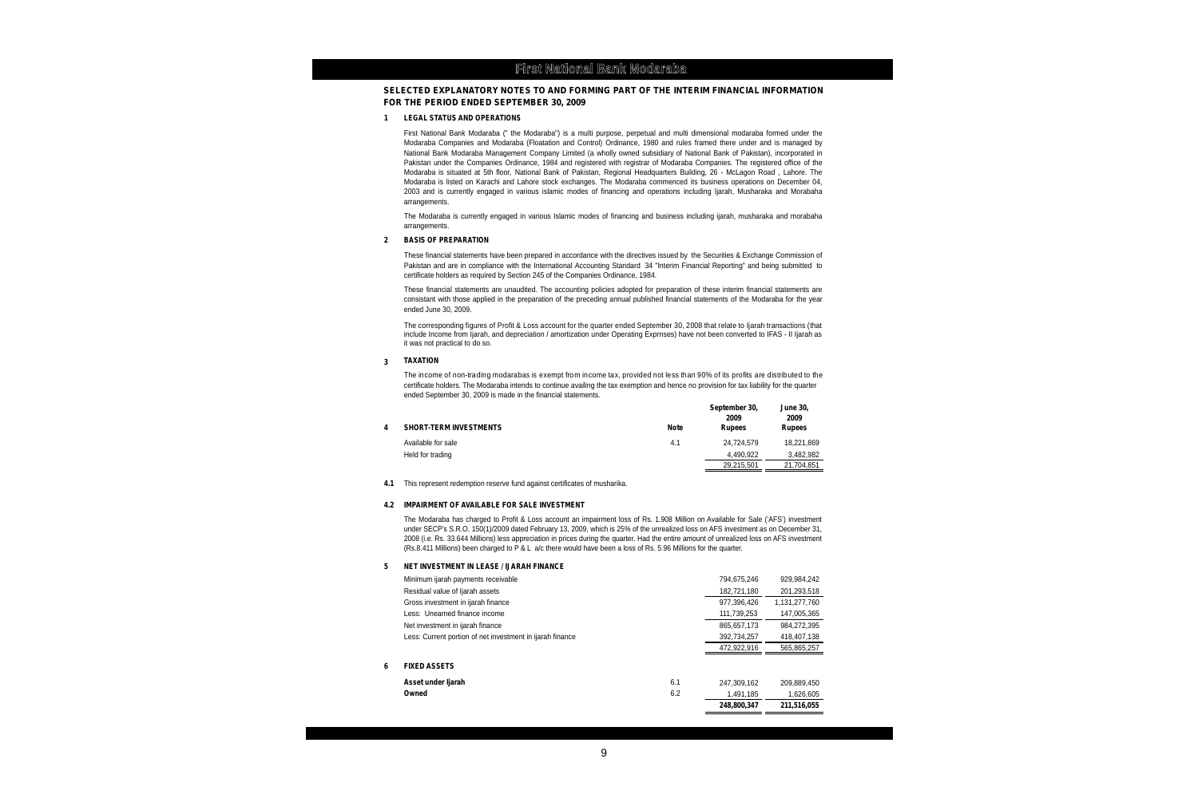## SELECTED EXPLANATORY NOTES TO AND FORMING PART OF THE INTERIM FINANCIAL INFORMATION FOR THE PERIOD ENDED SEPTEMBER 30, 2009

### 1 LEGAL STATUS AND OPERATIONS

First National Bank Modaraba (" the Modaraba") is a multi purpose, perpetual and multi dimensional modaraba formed under the Modaraba Companies and Modaraba (Floatation and Control) Ordinance, 1980 and rules framed there under and is managed by National Bank Modaraba Management Company Limited (a wholly owned subsidiary of National Bank of Pakistan), incorporated in Pakistan under the Companies Ordinance, 1984 and registered with registrar of Modaraba Companies. The registered office of the Modaraba is situated at 5th floor, National Bank of Pakistan, Regional Headquarters Building, 26 - McLagon Road , Lahore. The Modaraba is listed on Karachi and Lahore stock exchanges. The Modaraba commenced its business operations on December 04, 2003 and is currently engaged in various islamic modes of financing and operations including Ijarah, Musharaka and Morabaha arrangements.

The Modaraba is currently engaged in various Islamic modes of financing and business including ijarah, musharaka and morabaha arrangements.

### 2 BASIS OF PREPARATION

These financial statements have been prepared in accordance with the directives issued by the Securities & Exchange Commission of Pakistan and are in compliance with the International Accounting Standard 34 "Interim Financial Reporting" and being submitted to certificate holders as required by Section 245 of the Companies Ordinance, 1984.

These financial statements are unaudited. The accounting policies adopted for preparation of these interim financial statements are consistant with those applied in the preparation of the preceding annual published financial statements of the Modaraba for the year ended June 30, 2009.

The corresponding figures of Profit & Loss account for the quarter ended September 30, 2008 that relate to Ijarah transactions (that include Income from Ijarah, and depreciation / amortization under Operating Exprnses) have not been converted to IFAS - II Ijarah as it was not practical to do so.

### 3 TAXATION

The income of non-trading modarabas is exempt from income tax, provided not less than 90% of its profits are distributed to the certificate holders. The Modaraba intends to continue availing the tax exemption and hence no provision for tax liability for the quarter ended September 30, 2009 is made in the financial statements.

| 4 SHORT-TERM INVESTMENTS | Note | September 30, 2009 Rupees | June 30, 2009 Rupees |
|---|---|---|---|
| Available for sale | 4.1 | 24,724,579 | 18,221,869 |
| Held for trading | | 4,490,922 | 3,482,982 |
| | | 29,215,501 | 21,704,851 |

**4.1** This represent redemption reserve fund against certificates of musharika.

**4.2 IMPAIRMENT OF AVAILABLE FOR SALE INVESTMENT**

The Modaraba has charged to Profit & Loss account an impairment loss of Rs. 1.908 Million on Available for Sale ('AFS') investment under SECP's S.R.O. 150(1)/2009 dated February 13, 2009, which is 25% of the unrealized loss on AFS investment as on December 31, 2008 (i.e. Rs. 33.644 Millions) less appreciation in prices during the quarter. Had the entire amount of unrealized loss on AFS investment (Rs.8.411 Millions) been charged to P & L a/c there would have been a loss of Rs. 5.96 Millions for the quarter.

### 5 NET INVESTMENT IN LEASE / IJARAH FINANCE

| | | September 30, 2009 Rupees | June 30, 2009 Rupees |
|---|---|---|---|
| Minimum ijarah payments receivable | | 794,675,246 | 929,984,242 |
| Residual value of Ijarah assets | | 182,721,180 | 201,293,518 |
| Gross investment in ijarah finance | | 977,396,426 | 1,131,277,760 |
| Less: Unearned finance income | | 111,739,253 | 147,005,365 |
| Net investment in ijarah finance | | 865,657,173 | 984,272,395 |
| Less: Current portion of net investment in ijarah finance | | 392,734,257 | 418,407,138 |
| | | 472,922,916 | 565,865,257 |

### 6 FIXED ASSETS

| | Note | September 30, 2009 Rupees | June 30, 2009 Rupees |
|---|---|---|---|
| **Asset under Ijarah** | 6.1 | 247,309,162 | 209,889,450 |
| **Owned** | 6.2 | 1,491,185 | 1,626,605 |
| | | **248,800,347** | **211,516,055** |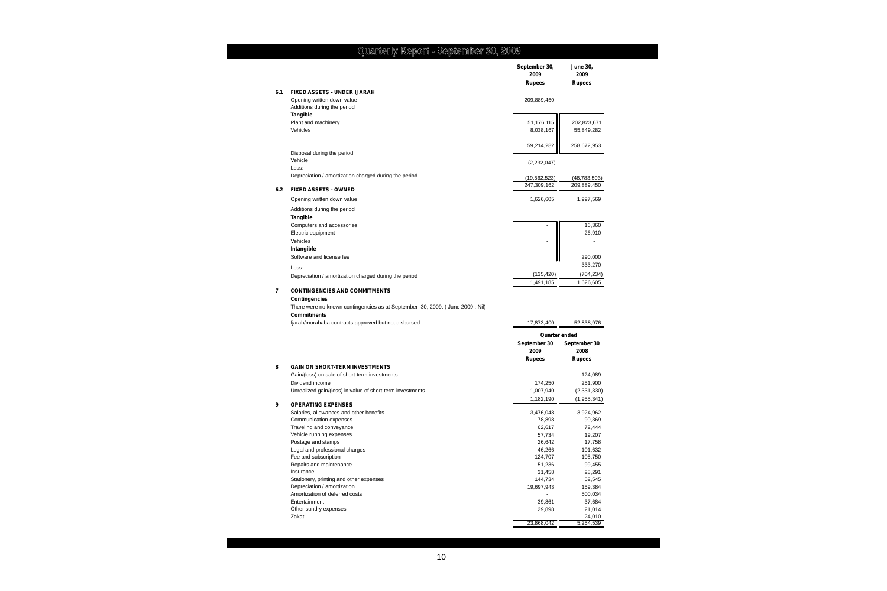| | | September 30, 2009 | June 30, 2009 |
|---|---|---|---|
| | | Rupees | Rupees |
| **6.1** | **FIXED ASSETS - UNDER IJARAH** | | |
| | Opening written down value | 209,889,450 | - |
| | Additions during the period | | |
| | **Tangible** | | |
| | Plant and machinery | 51,176,115 | 202,823,671 |
| | Vehicles | 8,038,167 | 55,849,282 |
| | | 59,214,282 | 258,672,953 |
| | Disposal during the period | | |
| | Vehicle | (2,232,047) | |
| | Less: | | |
| | Depreciation / amortization charged during the period | (19,562,523) | (48,783,503) |
| | | 247,309,162 | 209,889,450 |
| **6.2** | **FIXED ASSETS - OWNED** | | |
| | Opening written down value | 1,626,605 | 1,997,569 |
| | Additions during the period | | |
| | **Tangible** | | |
| | Computers and accessories | - | 16,360 |
| | Electric equipment | - | 26,910 |
| | Vehicles | - | - |
| | **Intangible** | | |
| | Software and license fee | | 290,000 |
| | | - | 333,270 |
| | Less: | | |
| | Depreciation / amortization charged during the period | (135,420) | (704,234) |
| | | 1,491,185 | 1,626,605 |
| **7** | **CONTINGENCIES AND COMMITMENTS** | | |
| | **Contingencies** | | |
| | There were no known contingencies as at September 30, 2009. ( June 2009 : Nil) | | |
| | **Commitments** | | |
| | Ijarah/morahaba contracts approved but not disbursed. | 17,873,400 | 52,838,976 |

| | | Quarter ended | |
|---|---|---|---|
| | | September 30 2009 | September 30 2008 |
| | | Rupees | Rupees |
| **8** | **GAIN ON SHORT-TERM INVESTMENTS** | | |
| | Gain/(loss) on sale of short-term investments | - | 124,089 |
| | Dividend income | 174,250 | 251,900 |
| | Unrealized gain/(loss) in value of short-term investments | 1,007,940 | (2,331,330) |
| | | 1,182,190 | (1,955,341) |
| **9** | **OPERATING EXPENSES** | | |
| | Salaries, allowances and other benefits | 3,476,048 | 3,924,962 |
| | Communication expenses | 78,898 | 90,369 |
| | Traveling and conveyance | 62,617 | 72,444 |
| | Vehicle running expenses | 57,734 | 19,207 |
| | Postage and stamps | 26,642 | 17,758 |
| | Legal and professional charges | 46,266 | 101,632 |
| | Fee and subscription | 124,707 | 105,750 |
| | Repairs and maintenance | 51,236 | 99,455 |
| | Insurance | 31,458 | 28,291 |
| | Stationery, printing and other expenses | 144,734 | 52,545 |
| | Depreciation / amortization | 19,697,943 | 159,384 |
| | Amortization of deferred costs | - | 500,034 |
| | Entertainment | 39,861 | 37,684 |
| | Other sundry expenses | 29,898 | 21,014 |
| | Zakat | - | 24,010 |
| | | 23,868,042 | 5,254,539 |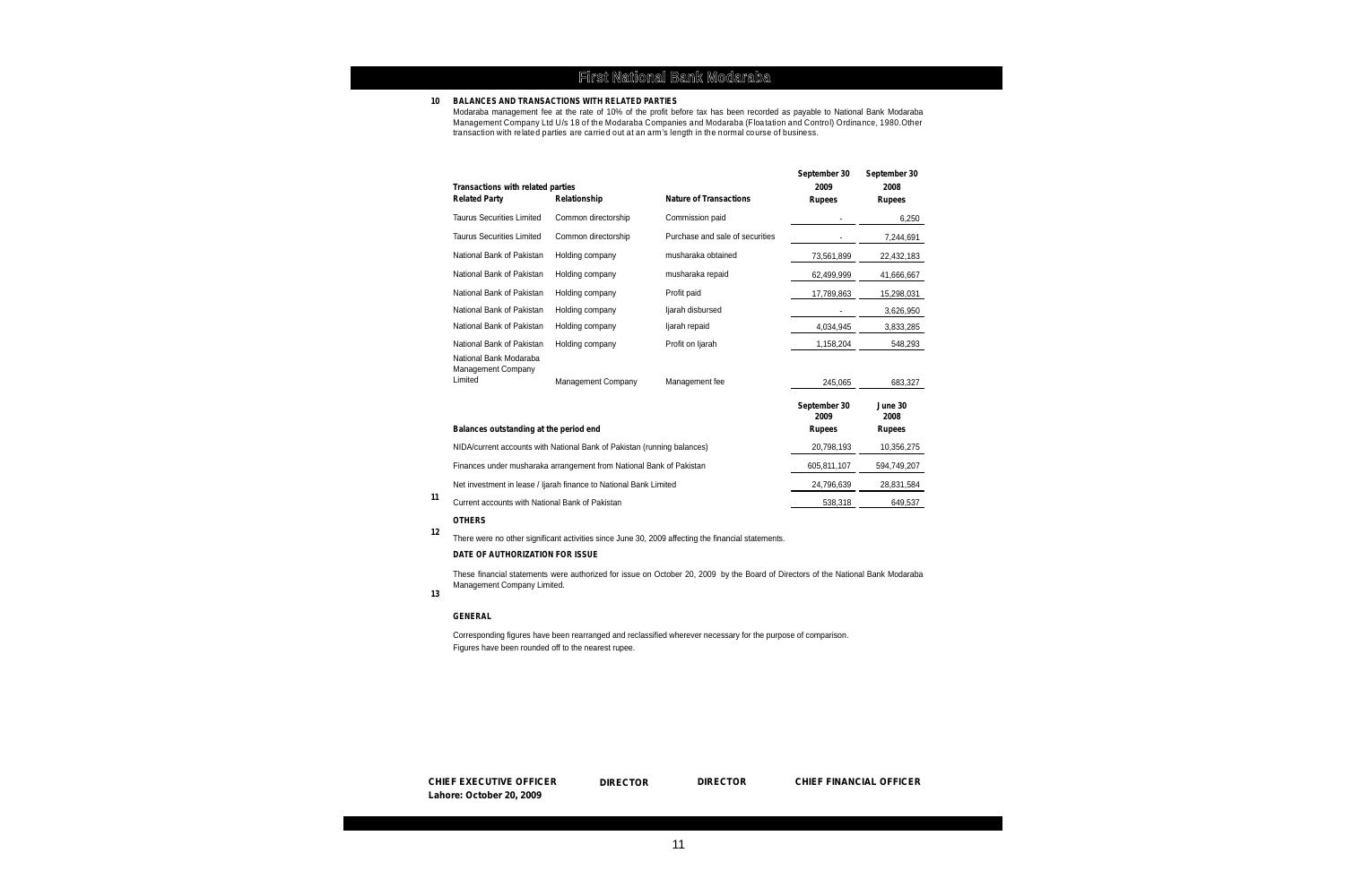## 10 BALANCES AND TRANSACTIONS WITH RELATED PARTIES

Modaraba management fee at the rate of 10% of the profit before tax has been recorded as payable to National Bank Modaraba Management Company Ltd U/s 18 of the Modaraba Companies and Modaraba (Floatation and Control) Ordinance, 1980.Other transaction with related parties are carried out at an arm's length in the normal course of business.

**Transactions with related parties**

| Related Party | Relationship | Nature of Transactions | September 30 2009 Rupees | September 30 2008 Rupees |
|---|---|---|---|---|
| Taurus Securities Limited | Common directorship | Commission paid | - | 6,250 |
| Taurus Securities Limited | Common directorship | Purchase and sale of securities | - | 7,244,691 |
| National Bank of Pakistan | Holding company | musharaka obtained | 73,561,899 | 22,432,183 |
| National Bank of Pakistan | Holding company | musharaka repaid | 62,499,999 | 41,666,667 |
| National Bank of Pakistan | Holding company | Profit paid | 17,789,863 | 15,298,031 |
| National Bank of Pakistan | Holding company | Ijarah disbursed | - | 3,626,950 |
| National Bank of Pakistan | Holding company | Ijarah repaid | 4,034,945 | 3,833,285 |
| National Bank of Pakistan | Holding company | Profit on Ijarah | 1,158,204 | 548,293 |
| National Bank Modaraba Management Company Limited | Management Company | Management fee | 245,065 | 683,327 |

**Balances outstanding at the period end**

| | September 30 2009 Rupees | June 30 2008 Rupees |
|---|---|---|
| NIDA/current accounts with National Bank of Pakistan (running balances) | 20,798,193 | 10,356,275 |
| Finances under musharaka arrangement from National Bank of Pakistan | 605,811,107 | 594,749,207 |
| Net investment in lease / Ijarah finance to National Bank Limited | 24,796,639 | 28,831,584 |
| Current accounts with National Bank of Pakistan | 538,318 | 649,537 |

## 11 OTHERS

There were no other significant activities since June 30, 2009 affecting the financial statements.

## 12 DATE OF AUTHORIZATION FOR ISSUE

These financial statements were authorized for issue on October 20, 2009 by the Board of Directors of the National Bank Modaraba Management Company Limited.

## 13 GENERAL

Corresponding figures have been rearranged and reclassified wherever necessary for the purpose of comparison.
Figures have been rounded off to the nearest rupee.

**CHIEF EXECUTIVE OFFICER** **DIRECTOR** **DIRECTOR** **CHIEF FINANCIAL OFFICER**

**Lahore: October 20, 2009**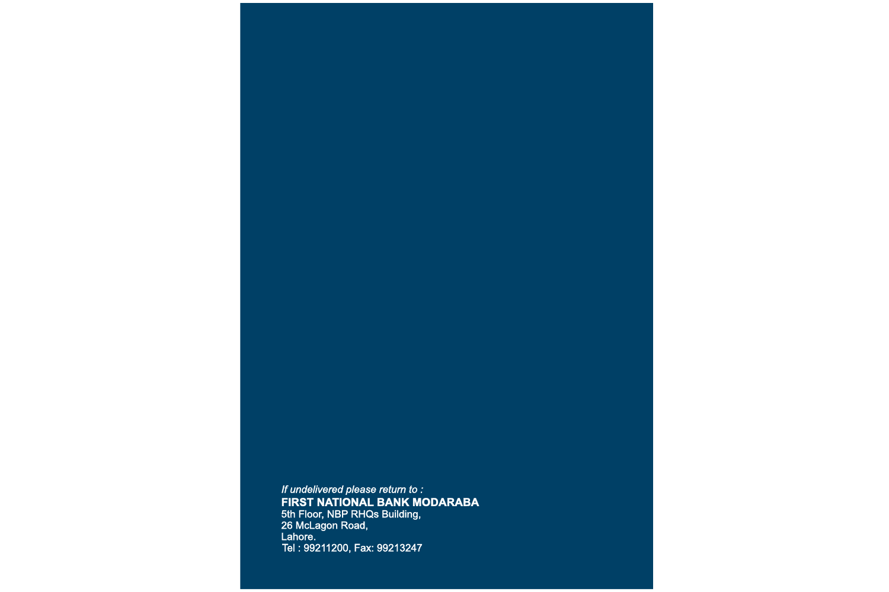*If undelivered please return to :*

**FIRST NATIONAL BANK MODARABA**

5th Floor, NBP RHQs Building,
26 McLagon Road,
Lahore.
Tel : 99211200, Fax: 99213247